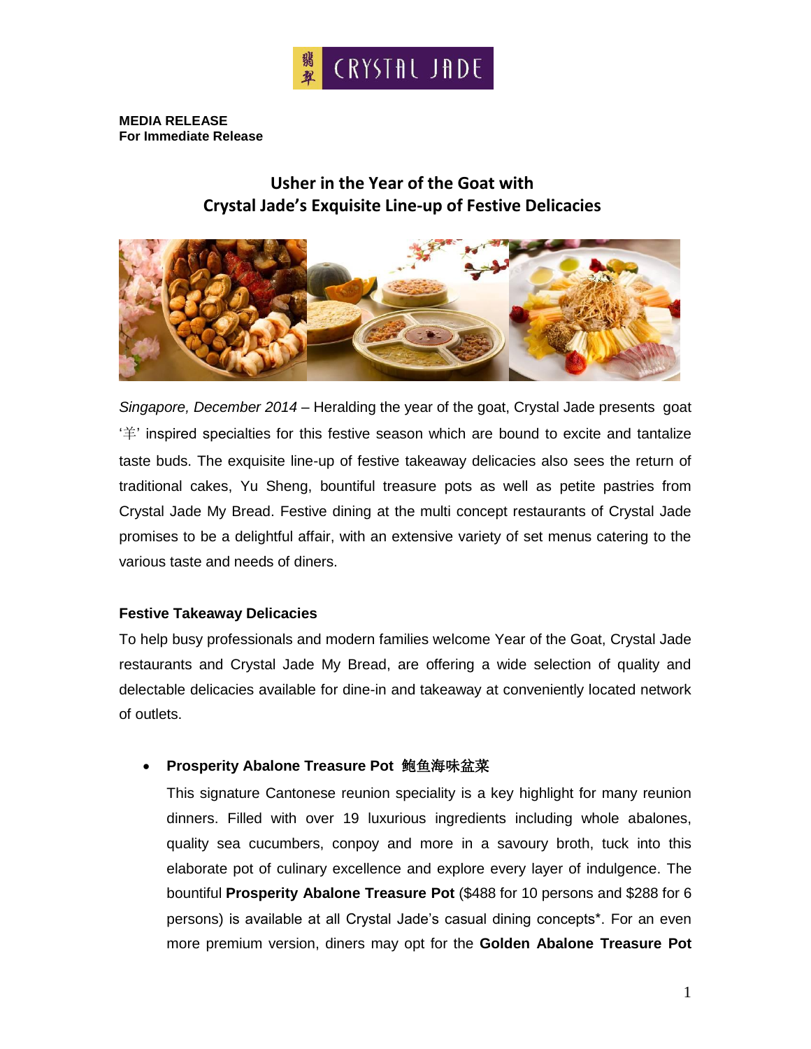**MEDIA RELEASE**
**For Immediate Release**

# Usher in the Year of the Goat with Crystal Jade's Exquisite Line-up of Festive Delicacies

*Singapore, December 2014* – Heralding the year of the goat, Crystal Jade presents goat '羊' inspired specialties for this festive season which are bound to excite and tantalize taste buds. The exquisite line-up of festive takeaway delicacies also sees the return of traditional cakes, Yu Sheng, bountiful treasure pots as well as petite pastries from Crystal Jade My Bread. Festive dining at the multi concept restaurants of Crystal Jade promises to be a delightful affair, with an extensive variety of set menus catering to the various taste and needs of diners.

**Festive Takeaway Delicacies**

To help busy professionals and modern families welcome Year of the Goat, Crystal Jade restaurants and Crystal Jade My Bread, are offering a wide selection of quality and delectable delicacies available for dine-in and takeaway at conveniently located network of outlets.

- **Prosperity Abalone Treasure Pot 鲍鱼海味盆菜**

  This signature Cantonese reunion speciality is a key highlight for many reunion dinners. Filled with over 19 luxurious ingredients including whole abalones, quality sea cucumbers, conpoy and more in a savoury broth, tuck into this elaborate pot of culinary excellence and explore every layer of indulgence. The bountiful **Prosperity Abalone Treasure Pot** ($488 for 10 persons and $288 for 6 persons) is available at all Crystal Jade's casual dining concepts*. For an even more premium version, diners may opt for the **Golden Abalone Treasure Pot**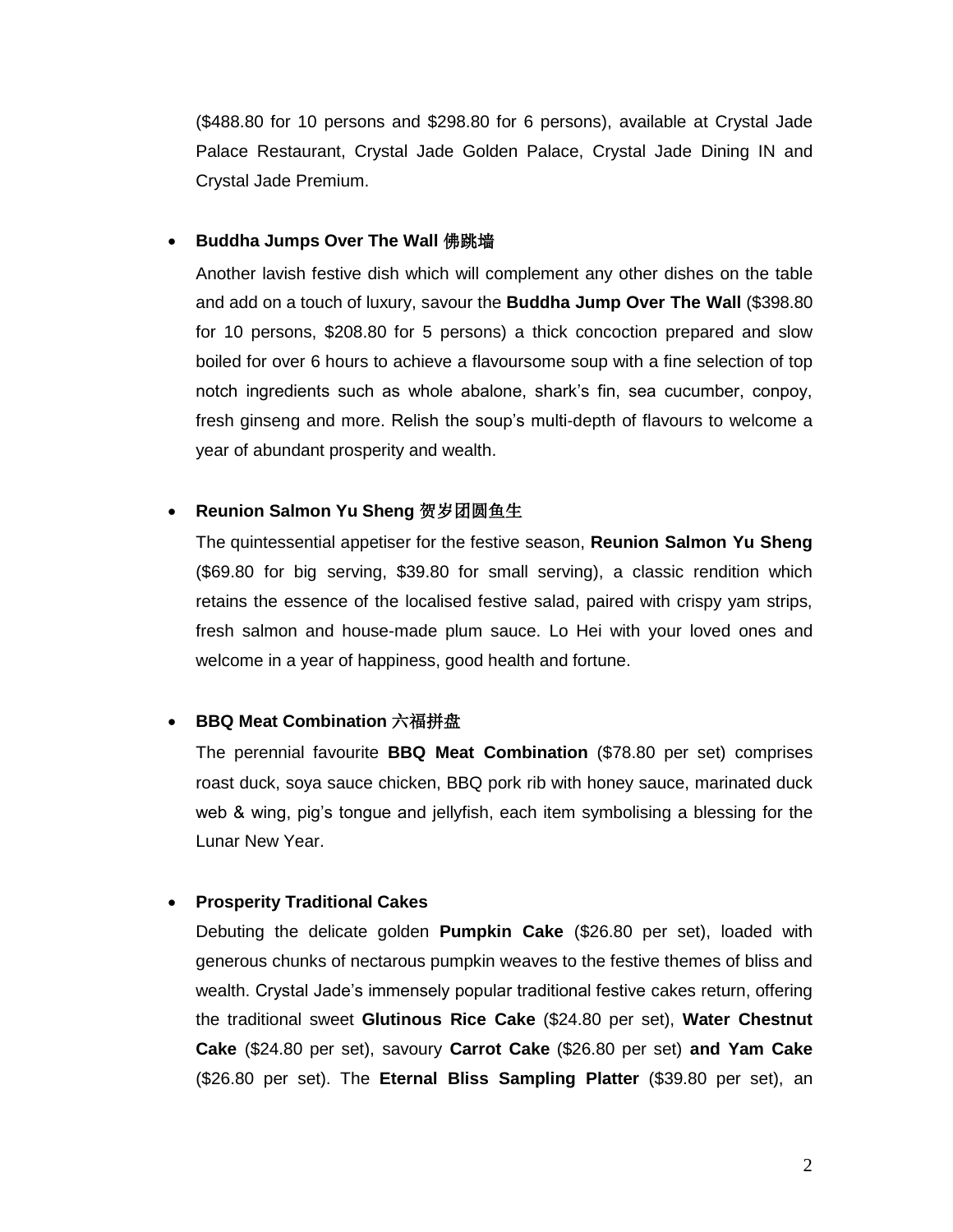($488.80 for 10 persons and $298.80 for 6 persons), available at Crystal Jade Palace Restaurant, Crystal Jade Golden Palace, Crystal Jade Dining IN and Crystal Jade Premium.

- **Buddha Jumps Over The Wall 佛跳墙**

  Another lavish festive dish which will complement any other dishes on the table and add on a touch of luxury, savour the **Buddha Jump Over The Wall** ($398.80 for 10 persons, $208.80 for 5 persons) a thick concoction prepared and slow boiled for over 6 hours to achieve a flavoursome soup with a fine selection of top notch ingredients such as whole abalone, shark's fin, sea cucumber, conpoy, fresh ginseng and more. Relish the soup's multi-depth of flavours to welcome a year of abundant prosperity and wealth.

- **Reunion Salmon Yu Sheng 贺岁团圆鱼生**

  The quintessential appetiser for the festive season, **Reunion Salmon Yu Sheng** ($69.80 for big serving, $39.80 for small serving), a classic rendition which retains the essence of the localised festive salad, paired with crispy yam strips, fresh salmon and house-made plum sauce. Lo Hei with your loved ones and welcome in a year of happiness, good health and fortune.

- **BBQ Meat Combination 六福拼盘**

  The perennial favourite **BBQ Meat Combination** ($78.80 per set) comprises roast duck, soya sauce chicken, BBQ pork rib with honey sauce, marinated duck web & wing, pig's tongue and jellyfish, each item symbolising a blessing for the Lunar New Year.

- **Prosperity Traditional Cakes**

  Debuting the delicate golden **Pumpkin Cake** ($26.80 per set), loaded with generous chunks of nectarous pumpkin weaves to the festive themes of bliss and wealth. Crystal Jade's immensely popular traditional festive cakes return, offering the traditional sweet **Glutinous Rice Cake** ($24.80 per set), **Water Chestnut Cake** ($24.80 per set), savoury **Carrot Cake** ($26.80 per set) **and Yam Cake** ($26.80 per set). The **Eternal Bliss Sampling Platter** ($39.80 per set), an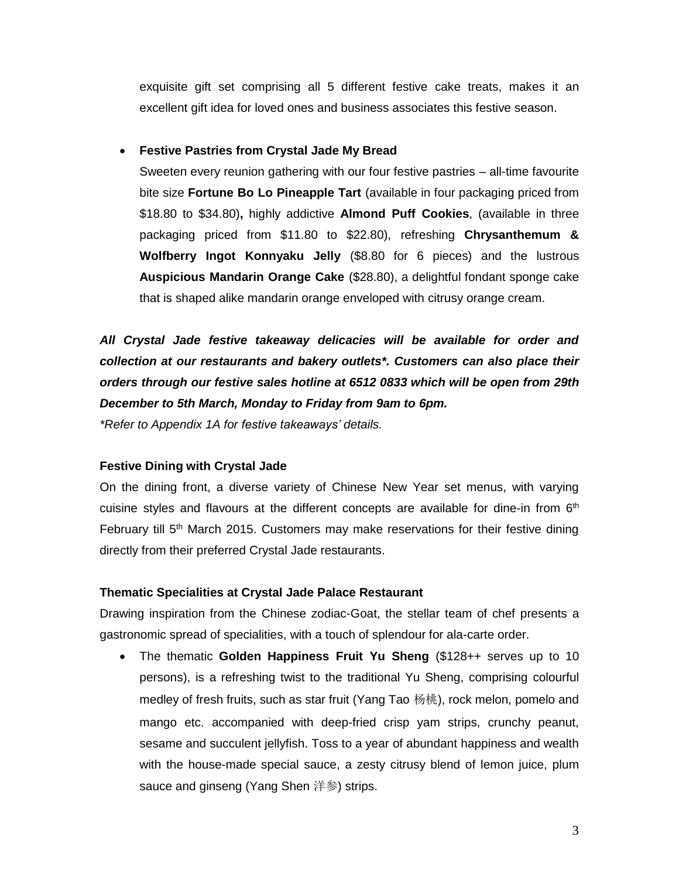exquisite gift set comprising all 5 different festive cake treats, makes it an excellent gift idea for loved ones and business associates this festive season.

- **Festive Pastries from Crystal Jade My Bread**

  Sweeten every reunion gathering with our four festive pastries – all-time favourite bite size **Fortune Bo Lo Pineapple Tart** (available in four packaging priced from $18.80 to $34.80)**,** highly addictive **Almond Puff Cookies**, (available in three packaging priced from $11.80 to $22.80), refreshing **Chrysanthemum & Wolfberry Ingot Konnyaku Jelly** ($8.80 for 6 pieces) and the lustrous **Auspicious Mandarin Orange Cake** ($28.80), a delightful fondant sponge cake that is shaped alike mandarin orange enveloped with citrusy orange cream.

***All Crystal Jade festive takeaway delicacies will be available for order and collection at our restaurants and bakery outlets*. Customers can also place their orders through our festive sales hotline at 6512 0833 which will be open from 29th December to 5th March, Monday to Friday from 9am to 6pm.***

*\*Refer to Appendix 1A for festive takeaways' details.*

**Festive Dining with Crystal Jade**

On the dining front, a diverse variety of Chinese New Year set menus, with varying cuisine styles and flavours at the different concepts are available for dine-in from 6th February till 5th March 2015. Customers may make reservations for their festive dining directly from their preferred Crystal Jade restaurants.

**Thematic Specialities at Crystal Jade Palace Restaurant**

Drawing inspiration from the Chinese zodiac-Goat, the stellar team of chef presents a gastronomic spread of specialities, with a touch of splendour for ala-carte order.

- The thematic **Golden Happiness Fruit Yu Sheng** ($128++ serves up to 10 persons), is a refreshing twist to the traditional Yu Sheng, comprising colourful medley of fresh fruits, such as star fruit (Yang Tao 杨桃), rock melon, pomelo and mango etc. accompanied with deep-fried crisp yam strips, crunchy peanut, sesame and succulent jellyfish. Toss to a year of abundant happiness and wealth with the house-made special sauce, a zesty citrusy blend of lemon juice, plum sauce and ginseng (Yang Shen 洋参) strips.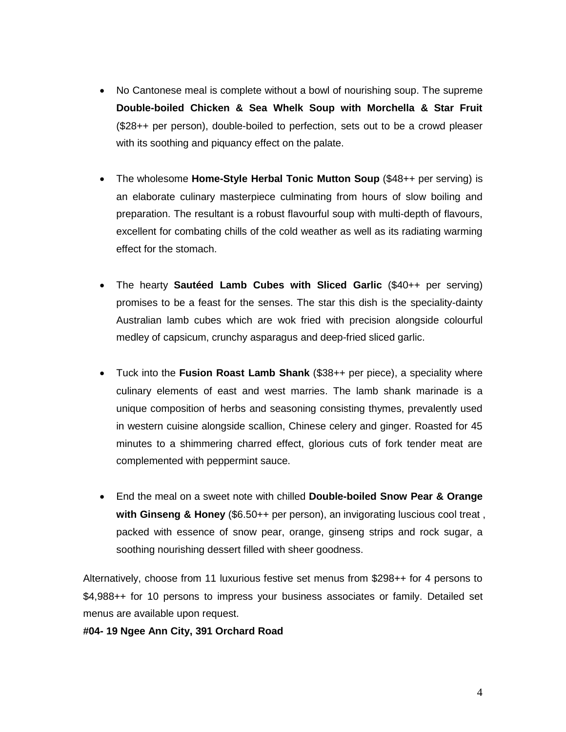- No Cantonese meal is complete without a bowl of nourishing soup. The supreme **Double-boiled Chicken & Sea Whelk Soup with Morchella & Star Fruit** ($28++ per person), double-boiled to perfection, sets out to be a crowd pleaser with its soothing and piquancy effect on the palate.

- The wholesome **Home-Style Herbal Tonic Mutton Soup** ($48++ per serving) is an elaborate culinary masterpiece culminating from hours of slow boiling and preparation. The resultant is a robust flavourful soup with multi-depth of flavours, excellent for combating chills of the cold weather as well as its radiating warming effect for the stomach.

- The hearty **Sautéed Lamb Cubes with Sliced Garlic** ($40++ per serving) promises to be a feast for the senses. The star this dish is the speciality-dainty Australian lamb cubes which are wok fried with precision alongside colourful medley of capsicum, crunchy asparagus and deep-fried sliced garlic.

- Tuck into the **Fusion Roast Lamb Shank** ($38++ per piece), a speciality where culinary elements of east and west marries. The lamb shank marinade is a unique composition of herbs and seasoning consisting thymes, prevalently used in western cuisine alongside scallion, Chinese celery and ginger. Roasted for 45 minutes to a shimmering charred effect, glorious cuts of fork tender meat are complemented with peppermint sauce.

- End the meal on a sweet note with chilled **Double-boiled Snow Pear & Orange with Ginseng & Honey** ($6.50++ per person), an invigorating luscious cool treat , packed with essence of snow pear, orange, ginseng strips and rock sugar, a soothing nourishing dessert filled with sheer goodness.

Alternatively, choose from 11 luxurious festive set menus from $298++ for 4 persons to $4,988++ for 10 persons to impress your business associates or family. Detailed set menus are available upon request.

**#04- 19 Ngee Ann City, 391 Orchard Road**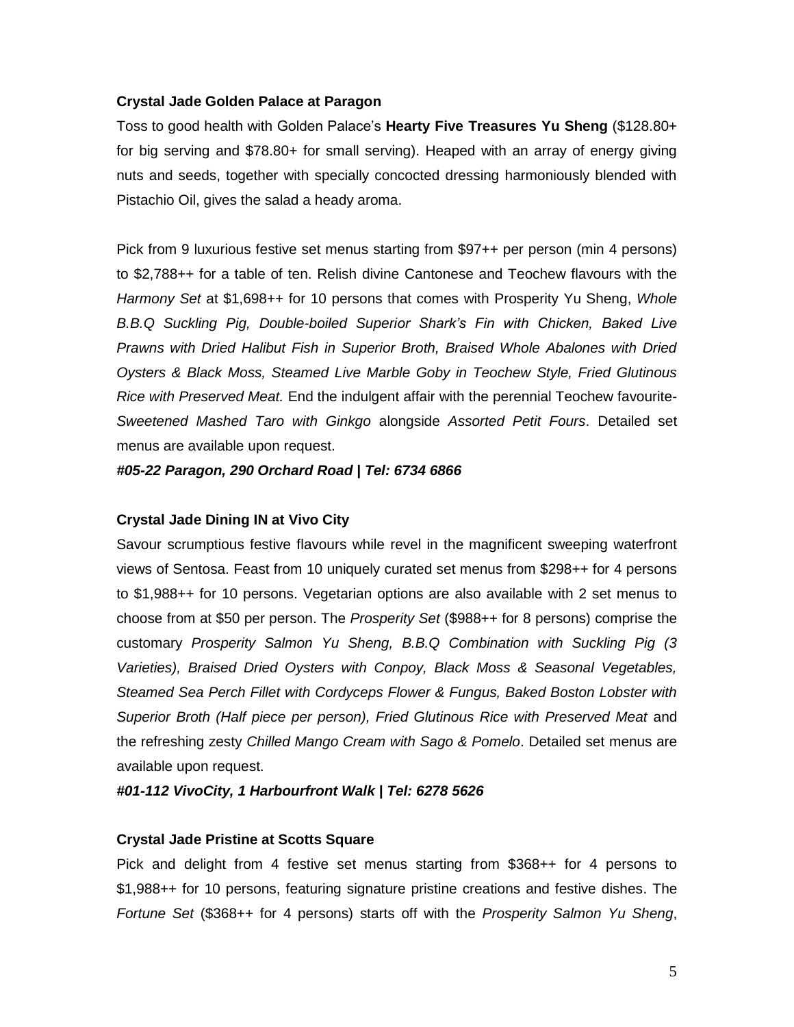**Crystal Jade Golden Palace at Paragon**

Toss to good health with Golden Palace's **Hearty Five Treasures Yu Sheng** ($128.80+ for big serving and $78.80+ for small serving). Heaped with an array of energy giving nuts and seeds, together with specially concocted dressing harmoniously blended with Pistachio Oil, gives the salad a heady aroma.

Pick from 9 luxurious festive set menus starting from $97++ per person (min 4 persons) to $2,788++ for a table of ten. Relish divine Cantonese and Teochew flavours with the *Harmony Set* at $1,698++ for 10 persons that comes with Prosperity Yu Sheng, *Whole B.B.Q Suckling Pig, Double-boiled Superior Shark's Fin with Chicken, Baked Live Prawns with Dried Halibut Fish in Superior Broth, Braised Whole Abalones with Dried Oysters & Black Moss, Steamed Live Marble Goby in Teochew Style, Fried Glutinous Rice with Preserved Meat.* End the indulgent affair with the perennial Teochew favourite- *Sweetened Mashed Taro with Ginkgo* alongside *Assorted Petit Fours*. Detailed set menus are available upon request.

***#05-22 Paragon, 290 Orchard Road | Tel: 6734 6866***

**Crystal Jade Dining IN at Vivo City**

Savour scrumptious festive flavours while revel in the magnificent sweeping waterfront views of Sentosa. Feast from 10 uniquely curated set menus from $298++ for 4 persons to $1,988++ for 10 persons. Vegetarian options are also available with 2 set menus to choose from at $50 per person. The *Prosperity Set* ($988++ for 8 persons) comprise the customary *Prosperity Salmon Yu Sheng, B.B.Q Combination with Suckling Pig (3 Varieties), Braised Dried Oysters with Conpoy, Black Moss & Seasonal Vegetables, Steamed Sea Perch Fillet with Cordyceps Flower & Fungus, Baked Boston Lobster with Superior Broth (Half piece per person), Fried Glutinous Rice with Preserved Meat* and the refreshing zesty *Chilled Mango Cream with Sago & Pomelo*. Detailed set menus are available upon request.

***#01-112 VivoCity, 1 Harbourfront Walk | Tel: 6278 5626***

**Crystal Jade Pristine at Scotts Square**

Pick and delight from 4 festive set menus starting from $368++ for 4 persons to $1,988++ for 10 persons, featuring signature pristine creations and festive dishes. The *Fortune Set* ($368++ for 4 persons) starts off with the *Prosperity Salmon Yu Sheng*,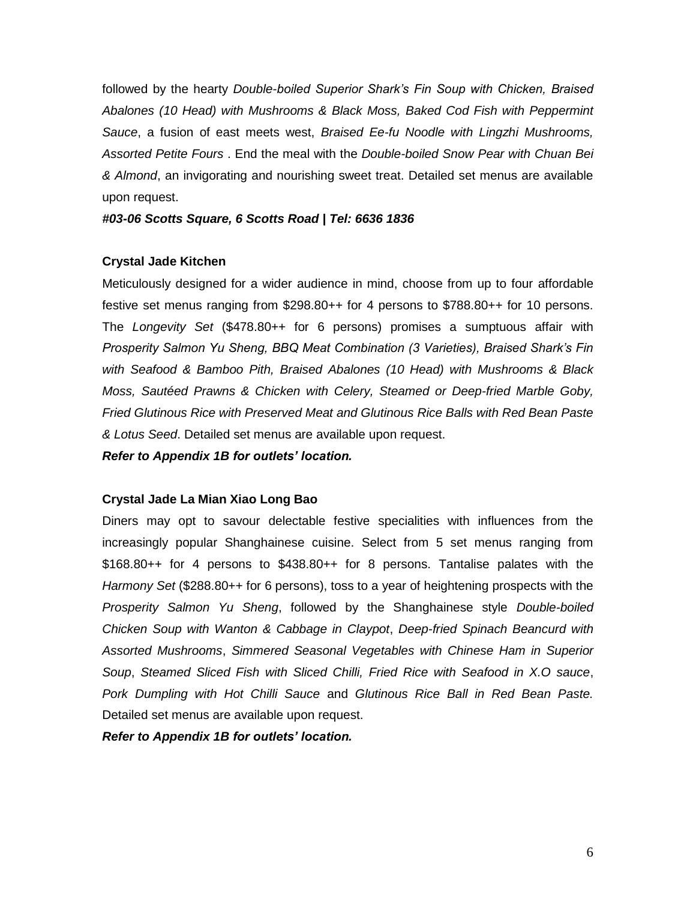followed by the hearty *Double-boiled Superior Shark's Fin Soup with Chicken, Braised Abalones (10 Head) with Mushrooms & Black Moss, Baked Cod Fish with Peppermint Sauce*, a fusion of east meets west, *Braised Ee-fu Noodle with Lingzhi Mushrooms, Assorted Petite Fours* . End the meal with the *Double-boiled Snow Pear with Chuan Bei & Almond*, an invigorating and nourishing sweet treat. Detailed set menus are available upon request.

***#03-06 Scotts Square, 6 Scotts Road | Tel: 6636 1836***

**Crystal Jade Kitchen**

Meticulously designed for a wider audience in mind, choose from up to four affordable festive set menus ranging from $298.80++ for 4 persons to $788.80++ for 10 persons. The *Longevity Set* ($478.80++ for 6 persons) promises a sumptuous affair with *Prosperity Salmon Yu Sheng, BBQ Meat Combination (3 Varieties), Braised Shark's Fin with Seafood & Bamboo Pith, Braised Abalones (10 Head) with Mushrooms & Black Moss, Sautéed Prawns & Chicken with Celery, Steamed or Deep-fried Marble Goby, Fried Glutinous Rice with Preserved Meat and Glutinous Rice Balls with Red Bean Paste & Lotus Seed*. Detailed set menus are available upon request.

***Refer to Appendix 1B for outlets' location.***

**Crystal Jade La Mian Xiao Long Bao**

Diners may opt to savour delectable festive specialities with influences from the increasingly popular Shanghainese cuisine. Select from 5 set menus ranging from $168.80++ for 4 persons to $438.80++ for 8 persons. Tantalise palates with the *Harmony Set* ($288.80++ for 6 persons), toss to a year of heightening prospects with the *Prosperity Salmon Yu Sheng*, followed by the Shanghainese style *Double-boiled Chicken Soup with Wanton & Cabbage in Claypot*, *Deep-fried Spinach Beancurd with Assorted Mushrooms*, *Simmered Seasonal Vegetables with Chinese Ham in Superior Soup*, *Steamed Sliced Fish with Sliced Chilli, Fried Rice with Seafood in X.O sauce*, *Pork Dumpling with Hot Chilli Sauce* and *Glutinous Rice Ball in Red Bean Paste.* Detailed set menus are available upon request.

***Refer to Appendix 1B for outlets' location.***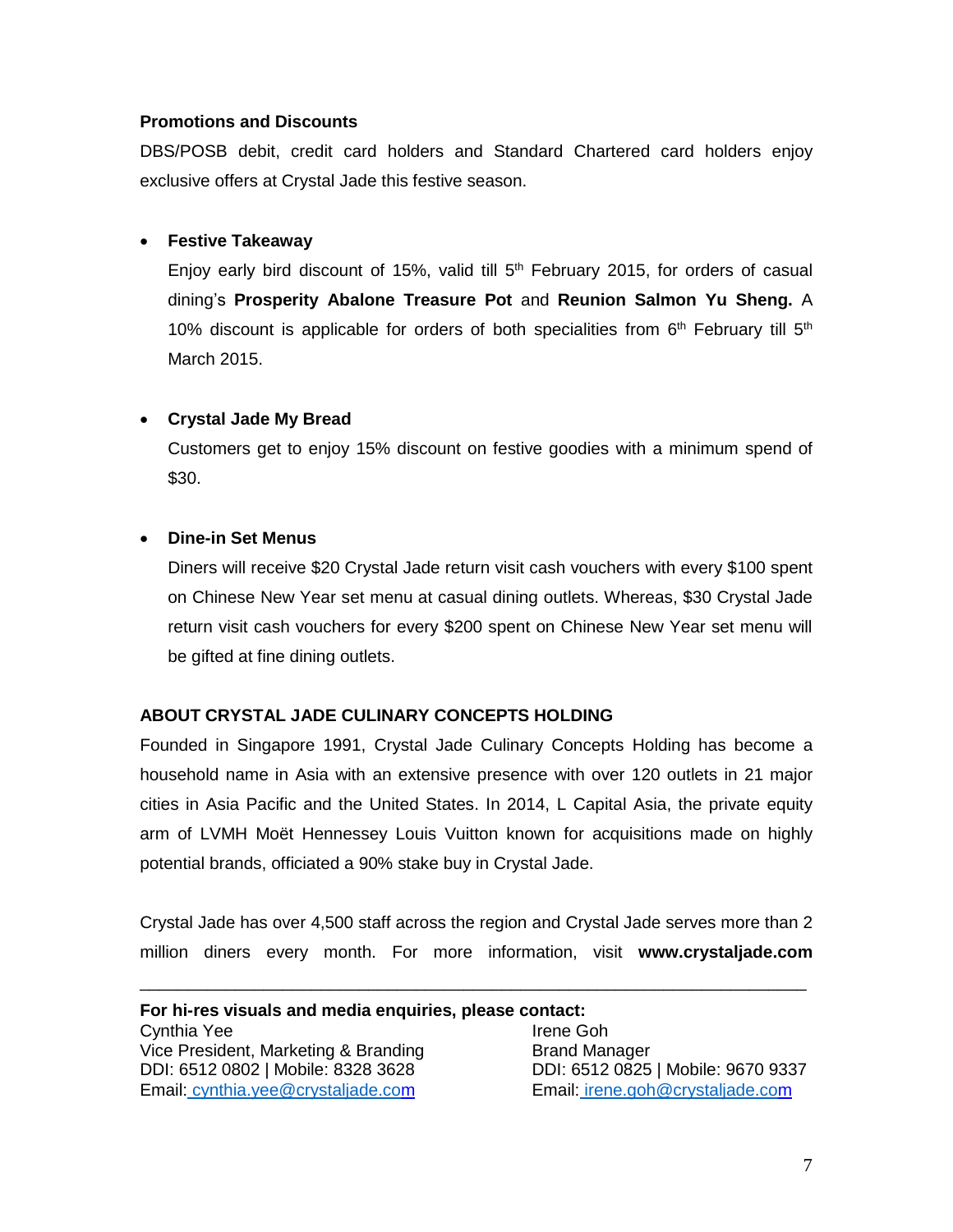**Promotions and Discounts**

DBS/POSB debit, credit card holders and Standard Chartered card holders enjoy exclusive offers at Crystal Jade this festive season.

- **Festive Takeaway**

  Enjoy early bird discount of 15%, valid till 5th February 2015, for orders of casual dining's **Prosperity Abalone Treasure Pot** and **Reunion Salmon Yu Sheng.** A 10% discount is applicable for orders of both specialities from 6th February till 5th March 2015.

- **Crystal Jade My Bread**

  Customers get to enjoy 15% discount on festive goodies with a minimum spend of $30.

- **Dine-in Set Menus**

  Diners will receive $20 Crystal Jade return visit cash vouchers with every $100 spent on Chinese New Year set menu at casual dining outlets. Whereas, $30 Crystal Jade return visit cash vouchers for every $200 spent on Chinese New Year set menu will be gifted at fine dining outlets.

**ABOUT CRYSTAL JADE CULINARY CONCEPTS HOLDING**

Founded in Singapore 1991, Crystal Jade Culinary Concepts Holding has become a household name in Asia with an extensive presence with over 120 outlets in 21 major cities in Asia Pacific and the United States. In 2014, L Capital Asia, the private equity arm of LVMH Moët Hennessey Louis Vuitton known for acquisitions made on highly potential brands, officiated a 90% stake buy in Crystal Jade.

Crystal Jade has over 4,500 staff across the region and Crystal Jade serves more than 2 million diners every month. For more information, visit **www.crystaljade.com**

---

**For hi-res visuals and media enquiries, please contact:**

Cynthia Yee
Vice President, Marketing & Branding
DDI: 6512 0802 | Mobile: 8328 3628
Email: cynthia.yee@crystaljade.com

Irene Goh
Brand Manager
DDI: 6512 0825 | Mobile: 9670 9337
Email: irene.goh@crystaljade.com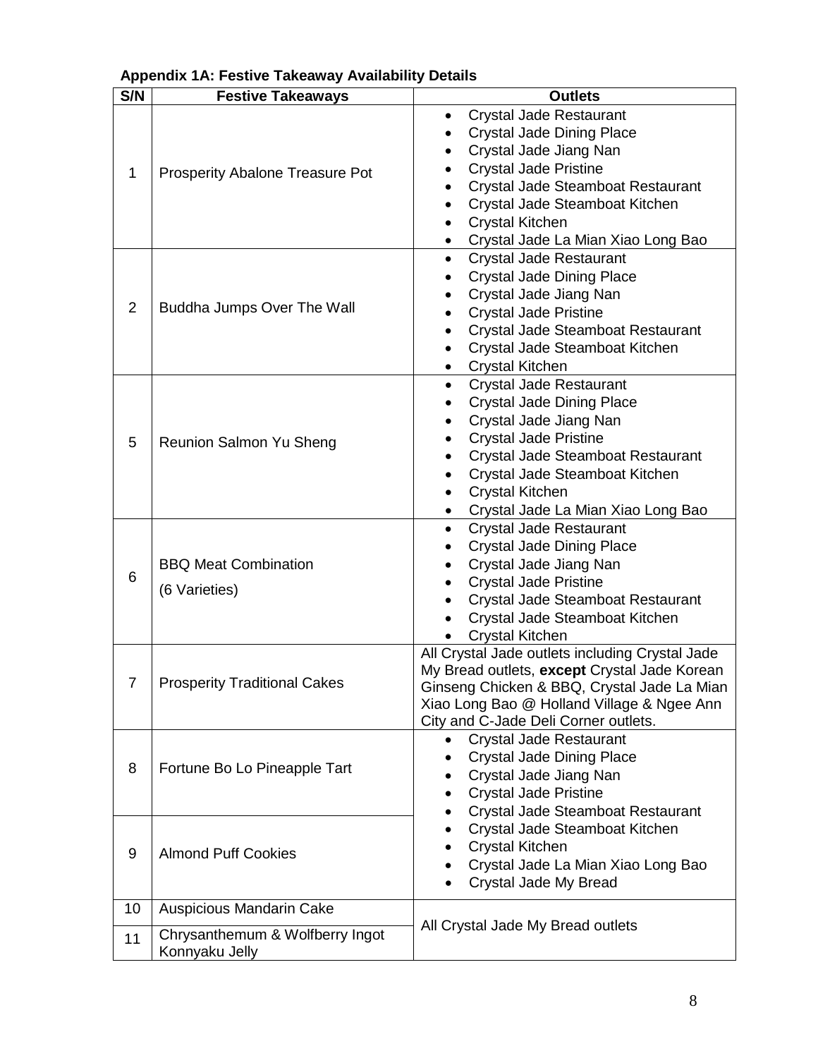**Appendix 1A: Festive Takeaway Availability Details**

| S/N | Festive Takeaways | Outlets |
|---|---|---|
| 1 | Prosperity Abalone Treasure Pot | • Crystal Jade Restaurant<br>• Crystal Jade Dining Place<br>• Crystal Jade Jiang Nan<br>• Crystal Jade Pristine<br>• Crystal Jade Steamboat Restaurant<br>• Crystal Jade Steamboat Kitchen<br>• Crystal Kitchen<br>• Crystal Jade La Mian Xiao Long Bao |
| 2 | Buddha Jumps Over The Wall | • Crystal Jade Restaurant<br>• Crystal Jade Dining Place<br>• Crystal Jade Jiang Nan<br>• Crystal Jade Pristine<br>• Crystal Jade Steamboat Restaurant<br>• Crystal Jade Steamboat Kitchen<br>• Crystal Kitchen |
| 5 | Reunion Salmon Yu Sheng | • Crystal Jade Restaurant<br>• Crystal Jade Dining Place<br>• Crystal Jade Jiang Nan<br>• Crystal Jade Pristine<br>• Crystal Jade Steamboat Restaurant<br>• Crystal Jade Steamboat Kitchen<br>• Crystal Kitchen<br>• Crystal Jade La Mian Xiao Long Bao |
| 6 | BBQ Meat Combination<br>(6 Varieties) | • Crystal Jade Restaurant<br>• Crystal Jade Dining Place<br>• Crystal Jade Jiang Nan<br>• Crystal Jade Pristine<br>• Crystal Jade Steamboat Restaurant<br>• Crystal Jade Steamboat Kitchen<br>• Crystal Kitchen |
| 7 | Prosperity Traditional Cakes | All Crystal Jade outlets including Crystal Jade My Bread outlets, **except** Crystal Jade Korean Ginseng Chicken & BBQ, Crystal Jade La Mian Xiao Long Bao @ Holland Village & Ngee Ann City and C-Jade Deli Corner outlets. |
| 8 | Fortune Bo Lo Pineapple Tart | • Crystal Jade Restaurant<br>• Crystal Jade Dining Place<br>• Crystal Jade Jiang Nan<br>• Crystal Jade Pristine<br>• Crystal Jade Steamboat Restaurant<br>• Crystal Jade Steamboat Kitchen<br>• Crystal Kitchen<br>• Crystal Jade La Mian Xiao Long Bao<br>• Crystal Jade My Bread |
| 9 | Almond Puff Cookies | |
| 10 | Auspicious Mandarin Cake | All Crystal Jade My Bread outlets |
| 11 | Chrysanthemum & Wolfberry Ingot Konnyaku Jelly | |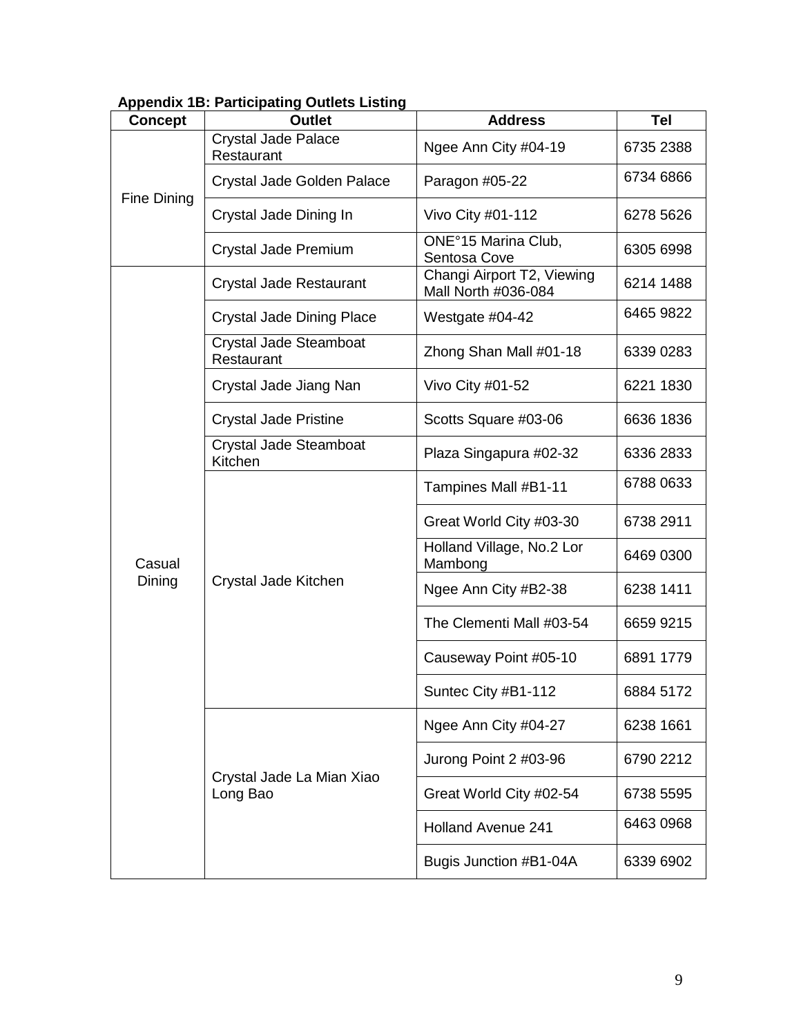**Appendix 1B: Participating Outlets Listing**

| Concept | Outlet | Address | Tel |
|---|---|---|---|
| Fine Dining | Crystal Jade Palace Restaurant | Ngee Ann City #04-19 | 6735 2388 |
| | Crystal Jade Golden Palace | Paragon #05-22 | 6734 6866 |
| | Crystal Jade Dining In | Vivo City #01-112 | 6278 5626 |
| | Crystal Jade Premium | ONE°15 Marina Club, Sentosa Cove | 6305 6998 |
| Casual Dining | Crystal Jade Restaurant | Changi Airport T2, Viewing Mall North #036-084 | 6214 1488 |
| | Crystal Jade Dining Place | Westgate #04-42 | 6465 9822 |
| | Crystal Jade Steamboat Restaurant | Zhong Shan Mall #01-18 | 6339 0283 |
| | Crystal Jade Jiang Nan | Vivo City #01-52 | 6221 1830 |
| | Crystal Jade Pristine | Scotts Square #03-06 | 6636 1836 |
| | Crystal Jade Steamboat Kitchen | Plaza Singapura #02-32 | 6336 2833 |
| | Crystal Jade Kitchen | Tampines Mall #B1-11 | 6788 0633 |
| | | Great World City #03-30 | 6738 2911 |
| | | Holland Village, No.2 Lor Mambong | 6469 0300 |
| | | Ngee Ann City #B2-38 | 6238 1411 |
| | | The Clementi Mall #03-54 | 6659 9215 |
| | | Causeway Point #05-10 | 6891 1779 |
| | | Suntec City #B1-112 | 6884 5172 |
| | Crystal Jade La Mian Xiao Long Bao | Ngee Ann City #04-27 | 6238 1661 |
| | | Jurong Point 2 #03-96 | 6790 2212 |
| | | Great World City #02-54 | 6738 5595 |
| | | Holland Avenue 241 | 6463 0968 |
| | | Bugis Junction #B1-04A | 6339 6902 |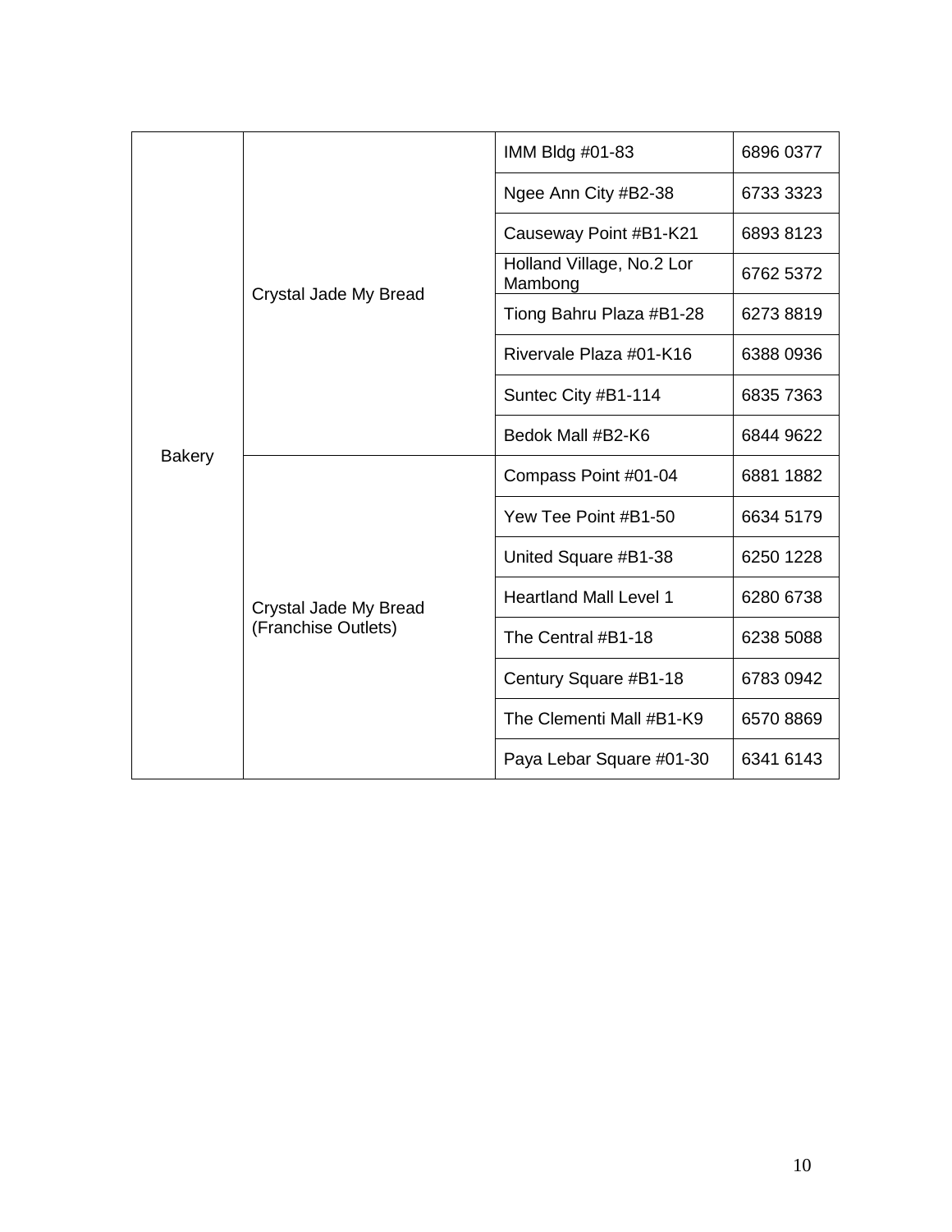| | | | |
|---|---|---|---|
| Bakery | Crystal Jade My Bread | IMM Bldg #01-83 | 6896 0377 |
| | | Ngee Ann City #B2-38 | 6733 3323 |
| | | Causeway Point #B1-K21 | 6893 8123 |
| | | Holland Village, No.2 Lor Mambong | 6762 5372 |
| | | Tiong Bahru Plaza #B1-28 | 6273 8819 |
| | | Rivervale Plaza #01-K16 | 6388 0936 |
| | | Suntec City #B1-114 | 6835 7363 |
| | | Bedok Mall #B2-K6 | 6844 9622 |
| | Crystal Jade My Bread (Franchise Outlets) | Compass Point #01-04 | 6881 1882 |
| | | Yew Tee Point #B1-50 | 6634 5179 |
| | | United Square #B1-38 | 6250 1228 |
| | | Heartland Mall Level 1 | 6280 6738 |
| | | The Central #B1-18 | 6238 5088 |
| | | Century Square #B1-18 | 6783 0942 |
| | | The Clementi Mall #B1-K9 | 6570 8869 |
| | | Paya Lebar Square #01-30 | 6341 6143 |